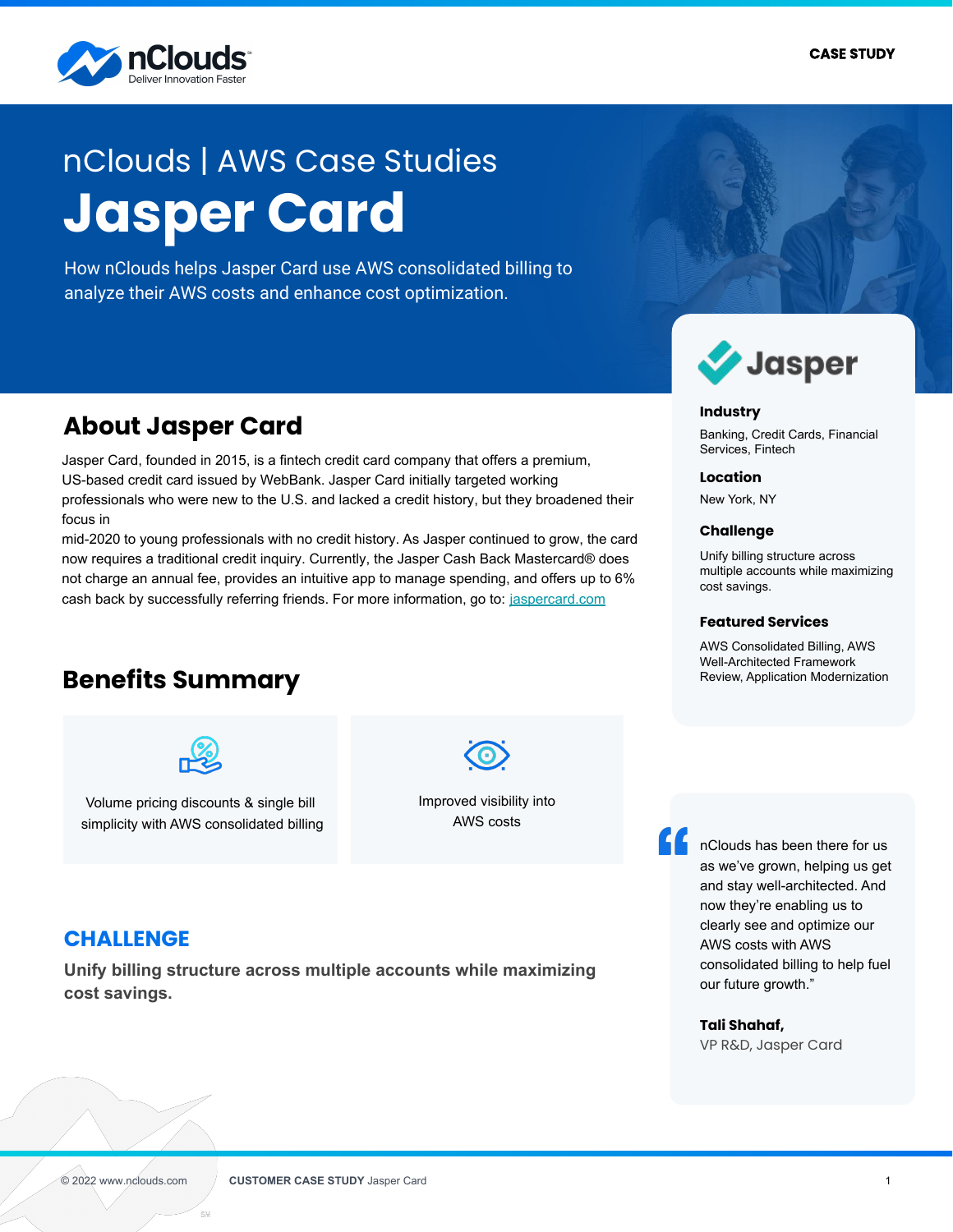CASE STUDY

# nClouds | AWS Case Studies

# Jasper Card

How nClouds helps Jasper Card use AWS consolidated billing to analyze their AWS costs and enhance cost optimization.

## About Jasper Card

Jasper Card, founded in 2015, is a fintech credit card company that offers a premium, US-based credit card issued by WebBank. Jasper Card initially targeted working professionals who were new to the U.S. and lacked a credit history, but they broadened their focus in mid-2020 to young professionals with no credit history. As Jasper continued to grow, the card now requires a traditional credit inquiry. Currently, the Jasper Cash Back Mastercard® does not charge an annual fee, provides an intuitive app to manage spending, and offers up to 6% cash back by successfully referring friends. For more information, go to: [jaspercard.com](jaspercard.com)

**Industry**

Banking, Credit Cards, Financial Services, Fintech

**Location**

New York, NY

**Challenge**

Unify billing structure across multiple accounts while maximizing cost savings.

**Featured Services**

AWS Consolidated Billing, AWS Well-Architected Framework Review, Application Modernization

## Benefits Summary

- Volume pricing discounts & single bill simplicity with AWS consolidated billing
- Improved visibility into AWS costs

> "nClouds has been there for us as we've grown, helping us get and stay well-architected. And now they're enabling us to clearly see and optimize our AWS costs with AWS consolidated billing to help fuel our future growth."
>
> **Tali Shahaf,**
> VP R&D, Jasper Card

## CHALLENGE

**Unify billing structure across multiple accounts while maximizing cost savings.**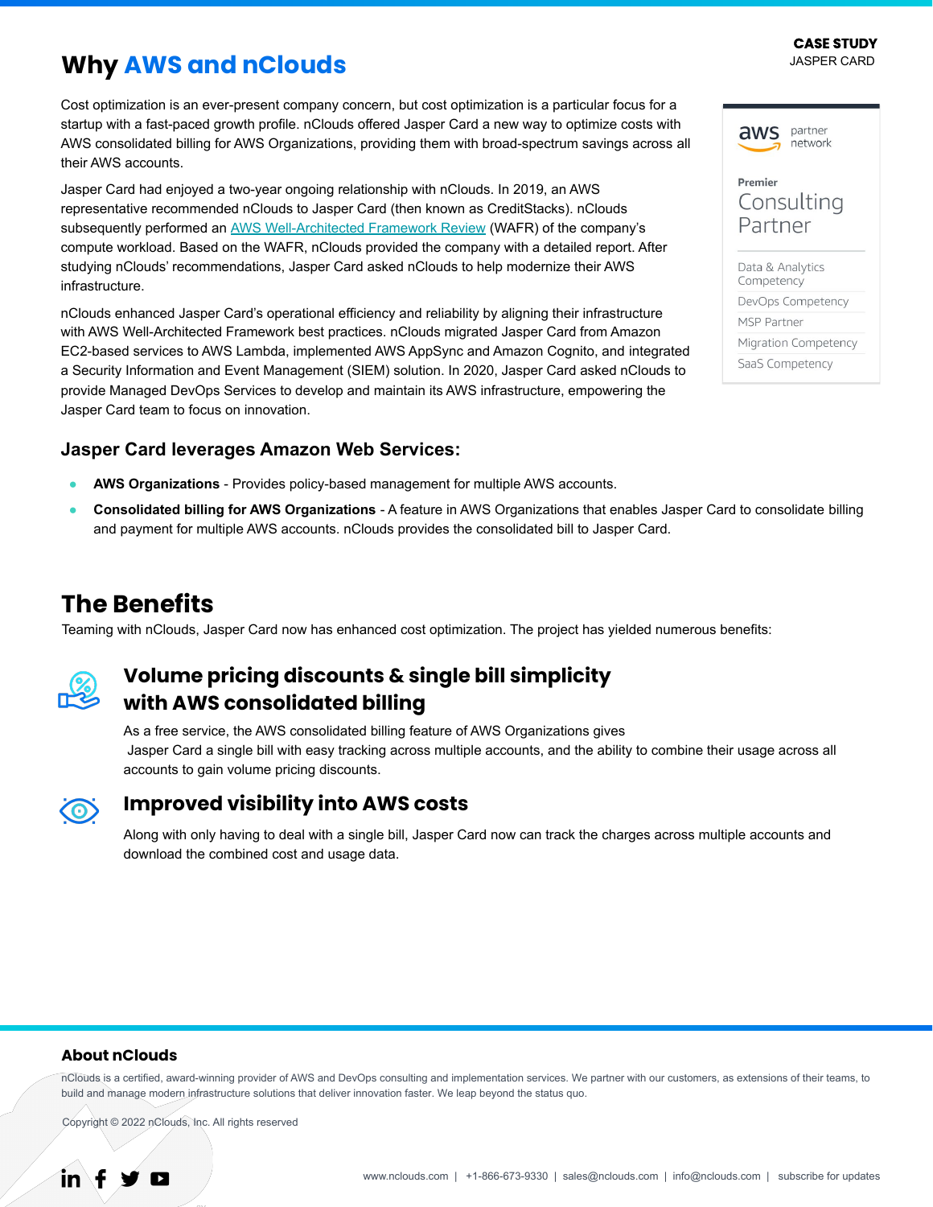## Why AWS and nClouds

Cost optimization is an ever-present company concern, but cost optimization is a particular focus for a startup with a fast-paced growth profile. nClouds offered Jasper Card a new way to optimize costs with AWS consolidated billing for AWS Organizations, providing them with broad-spectrum savings across all their AWS accounts.

Jasper Card had enjoyed a two-year ongoing relationship with nClouds. In 2019, an AWS representative recommended nClouds to Jasper Card (then known as CreditStacks). nClouds subsequently performed an AWS Well-Architected Framework Review (WAFR) of the company's compute workload. Based on the WAFR, nClouds provided the company with a detailed report. After studying nClouds' recommendations, Jasper Card asked nClouds to help modernize their AWS infrastructure.

nClouds enhanced Jasper Card's operational efficiency and reliability by aligning their infrastructure with AWS Well-Architected Framework best practices. nClouds migrated Jasper Card from Amazon EC2-based services to AWS Lambda, implemented AWS AppSync and Amazon Cognito, and integrated a Security Information and Event Management (SIEM) solution. In 2020, Jasper Card asked nClouds to provide Managed DevOps Services to develop and maintain its AWS infrastructure, empowering the Jasper Card team to focus on innovation.

aws partner network

Premier Consulting Partner

- Data & Analytics Competency
- DevOps Competency
- MSP Partner
- Migration Competency
- SaaS Competency

### Jasper Card leverages Amazon Web Services:

- **AWS Organizations** - Provides policy-based management for multiple AWS accounts.
- **Consolidated billing for AWS Organizations** - A feature in AWS Organizations that enables Jasper Card to consolidate billing and payment for multiple AWS accounts. nClouds provides the consolidated bill to Jasper Card.

## The Benefits

Teaming with nClouds, Jasper Card now has enhanced cost optimization. The project has yielded numerous benefits:

### Volume pricing discounts & single bill simplicity with AWS consolidated billing

As a free service, the AWS consolidated billing feature of AWS Organizations gives Jasper Card a single bill with easy tracking across multiple accounts, and the ability to combine their usage across all accounts to gain volume pricing discounts.

### Improved visibility into AWS costs

Along with only having to deal with a single bill, Jasper Card now can track the charges across multiple accounts and download the combined cost and usage data.

### About nClouds

nClouds is a certified, award-winning provider of AWS and DevOps consulting and implementation services. We partner with our customers, as extensions of their teams, to build and manage modern infrastructure solutions that deliver innovation faster. We leap beyond the status quo.

Copyright © 2022 nClouds, Inc. All rights reserved

www.nclouds.com | +1-866-673-9330 | sales@nclouds.com | info@nclouds.com | subscribe for updates